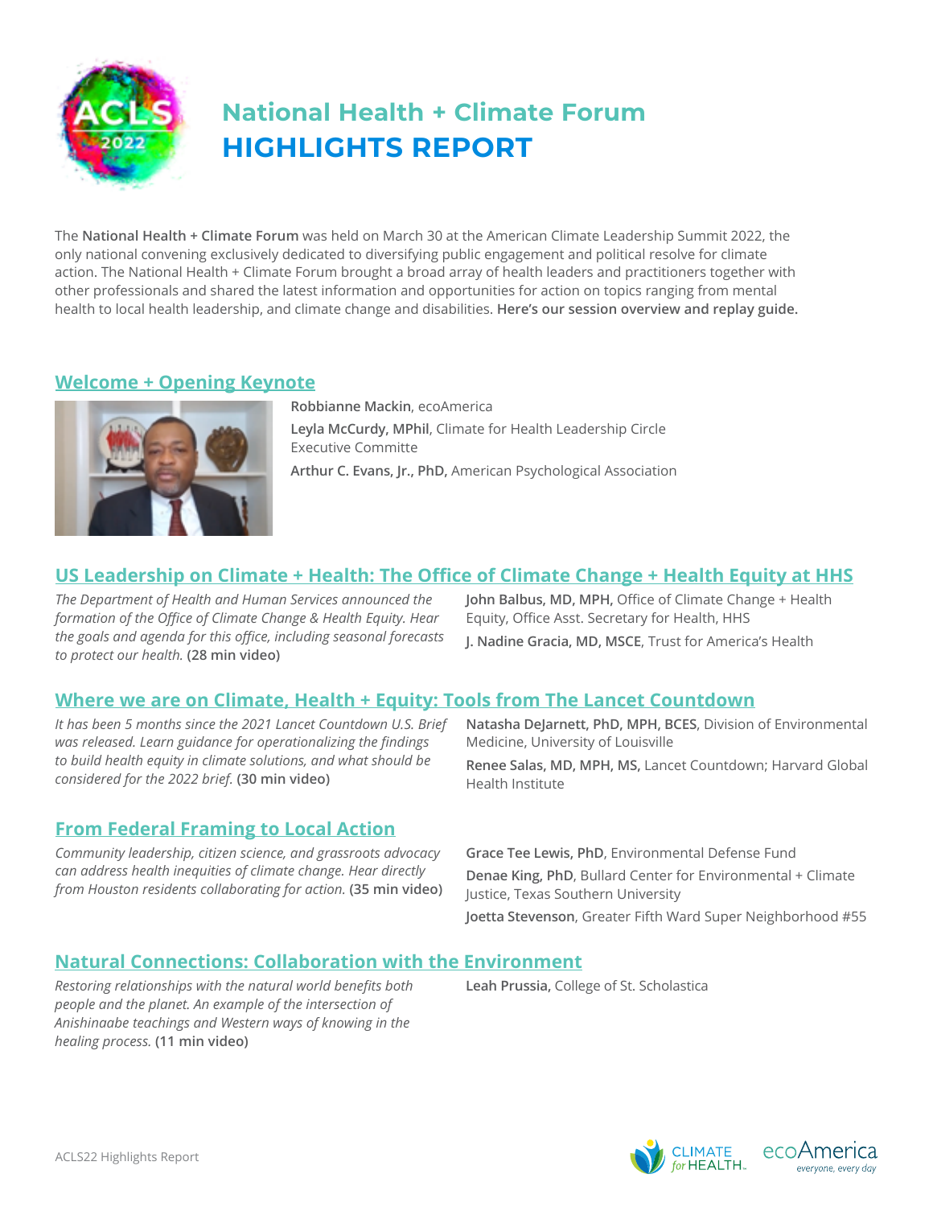# National Health + Climate Forum
# HIGHLIGHTS REPORT

The **National Health + Climate Forum** was held on March 30 at the American Climate Leadership Summit 2022, the only national convening exclusively dedicated to diversifying public engagement and political resolve for climate action. The National Health + Climate Forum brought a broad array of health leaders and practitioners together with other professionals and shared the latest information and opportunities for action on topics ranging from mental health to local health leadership, and climate change and disabilities. **Here's our session overview and replay guide.**

## Welcome + Opening Keynote

**Robbianne Mackin**, ecoAmerica

**Leyla McCurdy, MPhil**, Climate for Health Leadership Circle Executive Committe

**Arthur C. Evans, Jr., PhD,** American Psychological Association

## US Leadership on Climate + Health: The Office of Climate Change + Health Equity at HHS

*The Department of Health and Human Services announced the formation of the Office of Climate Change & Health Equity. Hear the goals and agenda for this office, including seasonal forecasts to protect our health.* **(28 min video)**

**John Balbus, MD, MPH,** Office of Climate Change + Health Equity, Office Asst. Secretary for Health, HHS

**J. Nadine Gracia, MD, MSCE**, Trust for America's Health

## Where we are on Climate, Health + Equity: Tools from The Lancet Countdown

*It has been 5 months since the 2021 Lancet Countdown U.S. Brief was released. Learn guidance for operationalizing the findings to build health equity in climate solutions, and what should be considered for the 2022 brief.* **(30 min video)**

**Natasha DeJarnett, PhD, MPH, BCES**, Division of Environmental Medicine, University of Louisville

**Renee Salas, MD, MPH, MS,** Lancet Countdown; Harvard Global Health Institute

## From Federal Framing to Local Action

*Community leadership, citizen science, and grassroots advocacy can address health inequities of climate change. Hear directly from Houston residents collaborating for action.* **(35 min video)**

**Grace Tee Lewis, PhD**, Environmental Defense Fund

**Denae King, PhD**, Bullard Center for Environmental + Climate Justice, Texas Southern University

**Joetta Stevenson**, Greater Fifth Ward Super Neighborhood #55

## Natural Connections: Collaboration with the Environment

*Restoring relationships with the natural world benefits both people and the planet. An example of the intersection of Anishinaabe teachings and Western ways of knowing in the healing process.* **(11 min video)**

**Leah Prussia,** College of St. Scholastica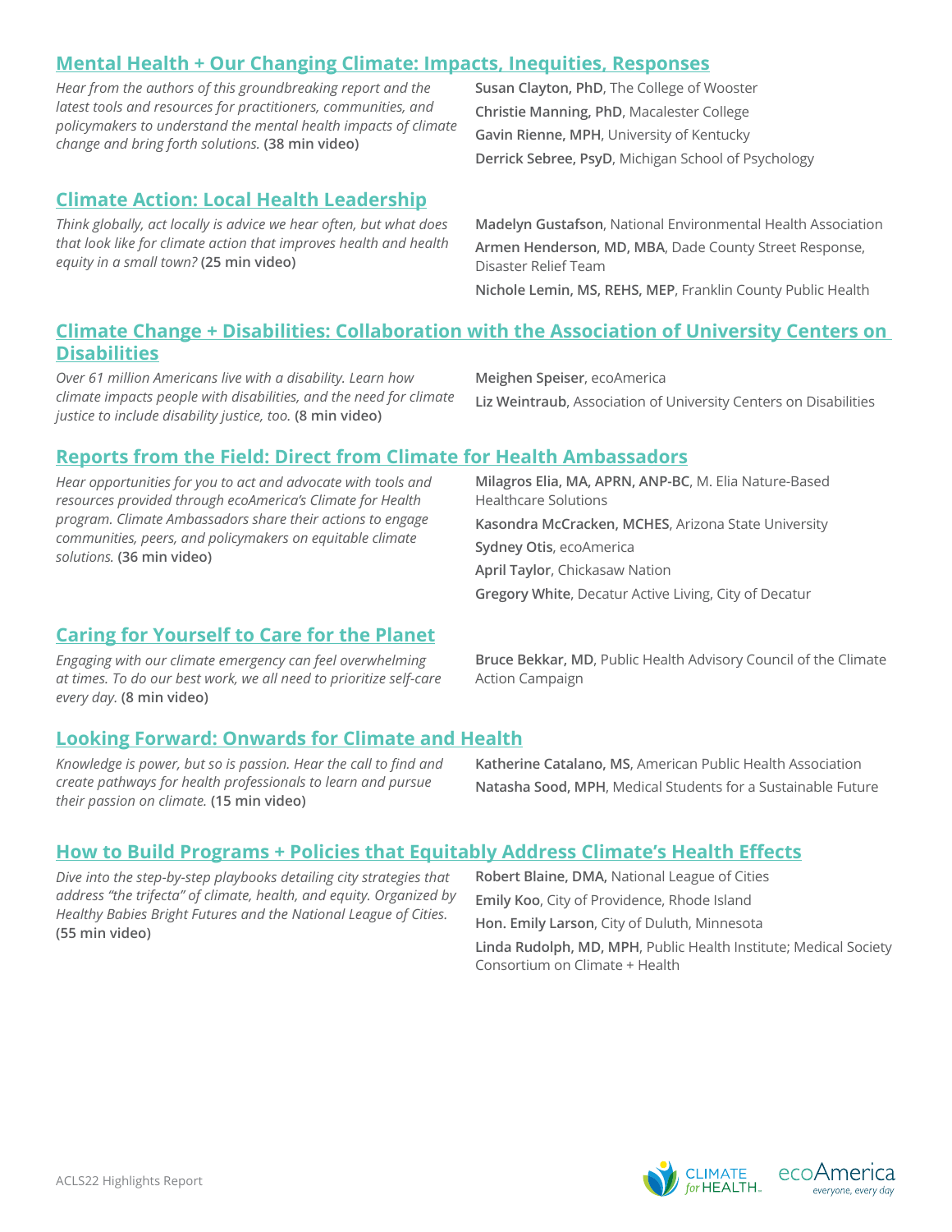## Mental Health + Our Changing Climate: Impacts, Inequities, Responses

*Hear from the authors of this groundbreaking report and the latest tools and resources for practitioners, communities, and policymakers to understand the mental health impacts of climate change and bring forth solutions.* **(38 min video)**

**Susan Clayton, PhD**, The College of Wooster
**Christie Manning, PhD**, Macalester College
**Gavin Rienne, MPH**, University of Kentucky
**Derrick Sebree, PsyD**, Michigan School of Psychology

## Climate Action: Local Health Leadership

*Think globally, act locally is advice we hear often, but what does that look like for climate action that improves health and health equity in a small town?* **(25 min video)**

**Madelyn Gustafson**, National Environmental Health Association
**Armen Henderson, MD, MBA**, Dade County Street Response, Disaster Relief Team
**Nichole Lemin, MS, REHS, MEP**, Franklin County Public Health

## Climate Change + Disabilities: Collaboration with the Association of University Centers on Disabilities

*Over 61 million Americans live with a disability. Learn how climate impacts people with disabilities, and the need for climate justice to include disability justice, too.* **(8 min video)**

**Meighen Speiser**, ecoAmerica
**Liz Weintraub**, Association of University Centers on Disabilities

## Reports from the Field: Direct from Climate for Health Ambassadors

*Hear opportunities for you to act and advocate with tools and resources provided through ecoAmerica's Climate for Health program. Climate Ambassadors share their actions to engage communities, peers, and policymakers on equitable climate solutions.* **(36 min video)**

**Milagros Elia, MA, APRN, ANP-BC**, M. Elia Nature-Based Healthcare Solutions
**Kasondra McCracken, MCHES**, Arizona State University
**Sydney Otis**, ecoAmerica
**April Taylor**, Chickasaw Nation
**Gregory White**, Decatur Active Living, City of Decatur

## Caring for Yourself to Care for the Planet

*Engaging with our climate emergency can feel overwhelming at times. To do our best work, we all need to prioritize self-care every day.* **(8 min video)**

**Bruce Bekkar, MD**, Public Health Advisory Council of the Climate Action Campaign

## Looking Forward: Onwards for Climate and Health

*Knowledge is power, but so is passion. Hear the call to find and create pathways for health professionals to learn and pursue their passion on climate.* **(15 min video)**

**Katherine Catalano, MS**, American Public Health Association
**Natasha Sood, MPH**, Medical Students for a Sustainable Future

## How to Build Programs + Policies that Equitably Address Climate's Health Effects

*Dive into the step-by-step playbooks detailing city strategies that address "the trifecta" of climate, health, and equity. Organized by Healthy Babies Bright Futures and the National League of Cities.* **(55 min video)**

**Robert Blaine, DMA,** National League of Cities
**Emily Koo**, City of Providence, Rhode Island
**Hon. Emily Larson**, City of Duluth, Minnesota
**Linda Rudolph, MD, MPH**, Public Health Institute; Medical Society Consortium on Climate + Health